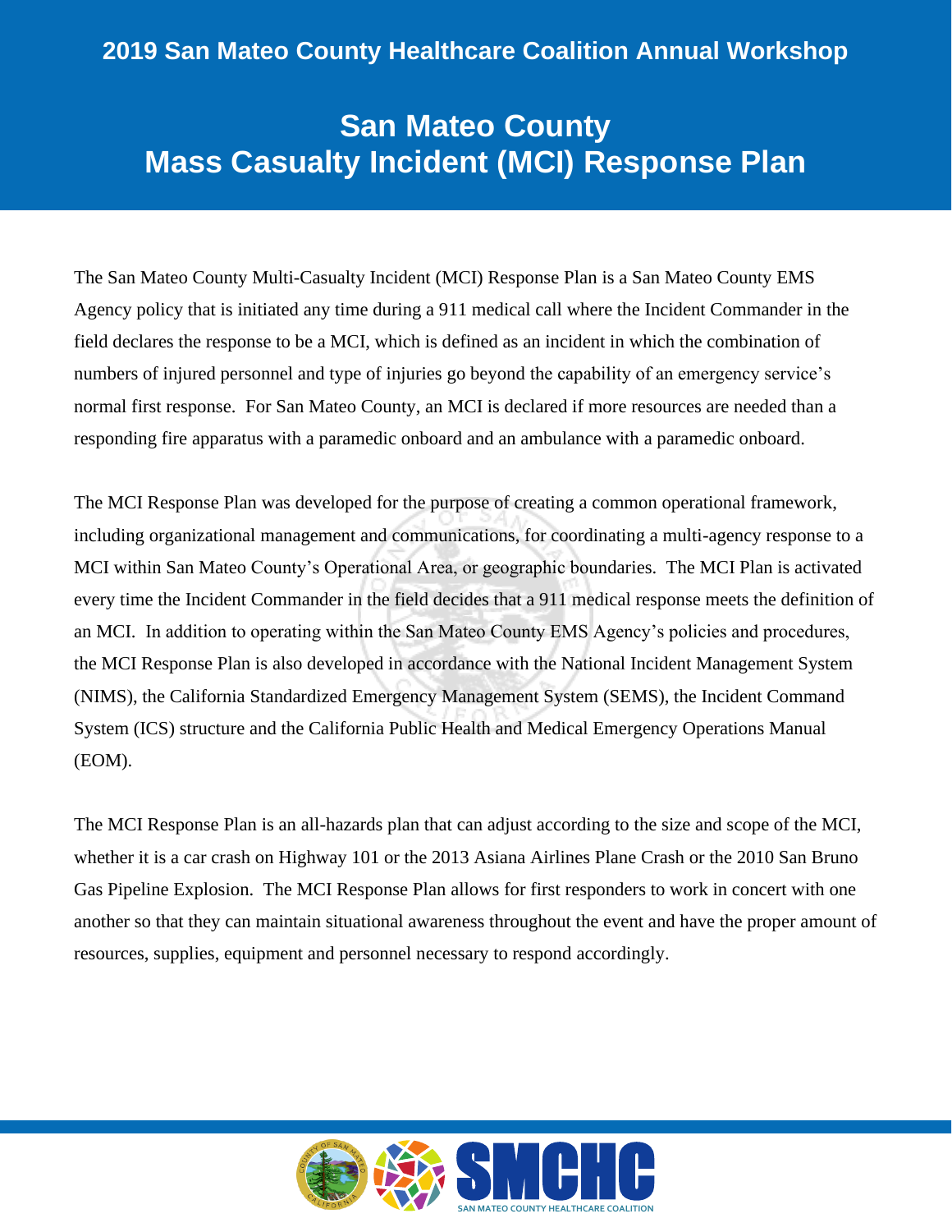**2019 San Mateo County Healthcare Coalition Annual Workshop**

# San Mateo County
# Mass Casualty Incident (MCI) Response Plan

The San Mateo County Multi-Casualty Incident (MCI) Response Plan is a San Mateo County EMS Agency policy that is initiated any time during a 911 medical call where the Incident Commander in the field declares the response to be a MCI, which is defined as an incident in which the combination of numbers of injured personnel and type of injuries go beyond the capability of an emergency service's normal first response. For San Mateo County, an MCI is declared if more resources are needed than a responding fire apparatus with a paramedic onboard and an ambulance with a paramedic onboard.

The MCI Response Plan was developed for the purpose of creating a common operational framework, including organizational management and communications, for coordinating a multi-agency response to a MCI within San Mateo County's Operational Area, or geographic boundaries. The MCI Plan is activated every time the Incident Commander in the field decides that a 911 medical response meets the definition of an MCI. In addition to operating within the San Mateo County EMS Agency's policies and procedures, the MCI Response Plan is also developed in accordance with the National Incident Management System (NIMS), the California Standardized Emergency Management System (SEMS), the Incident Command System (ICS) structure and the California Public Health and Medical Emergency Operations Manual (EOM).

The MCI Response Plan is an all-hazards plan that can adjust according to the size and scope of the MCI, whether it is a car crash on Highway 101 or the 2013 Asiana Airlines Plane Crash or the 2010 San Bruno Gas Pipeline Explosion. The MCI Response Plan allows for first responders to work in concert with one another so that they can maintain situational awareness throughout the event and have the proper amount of resources, supplies, equipment and personnel necessary to respond accordingly.

SMCHC
SAN MATEO COUNTY HEALTHCARE COALITION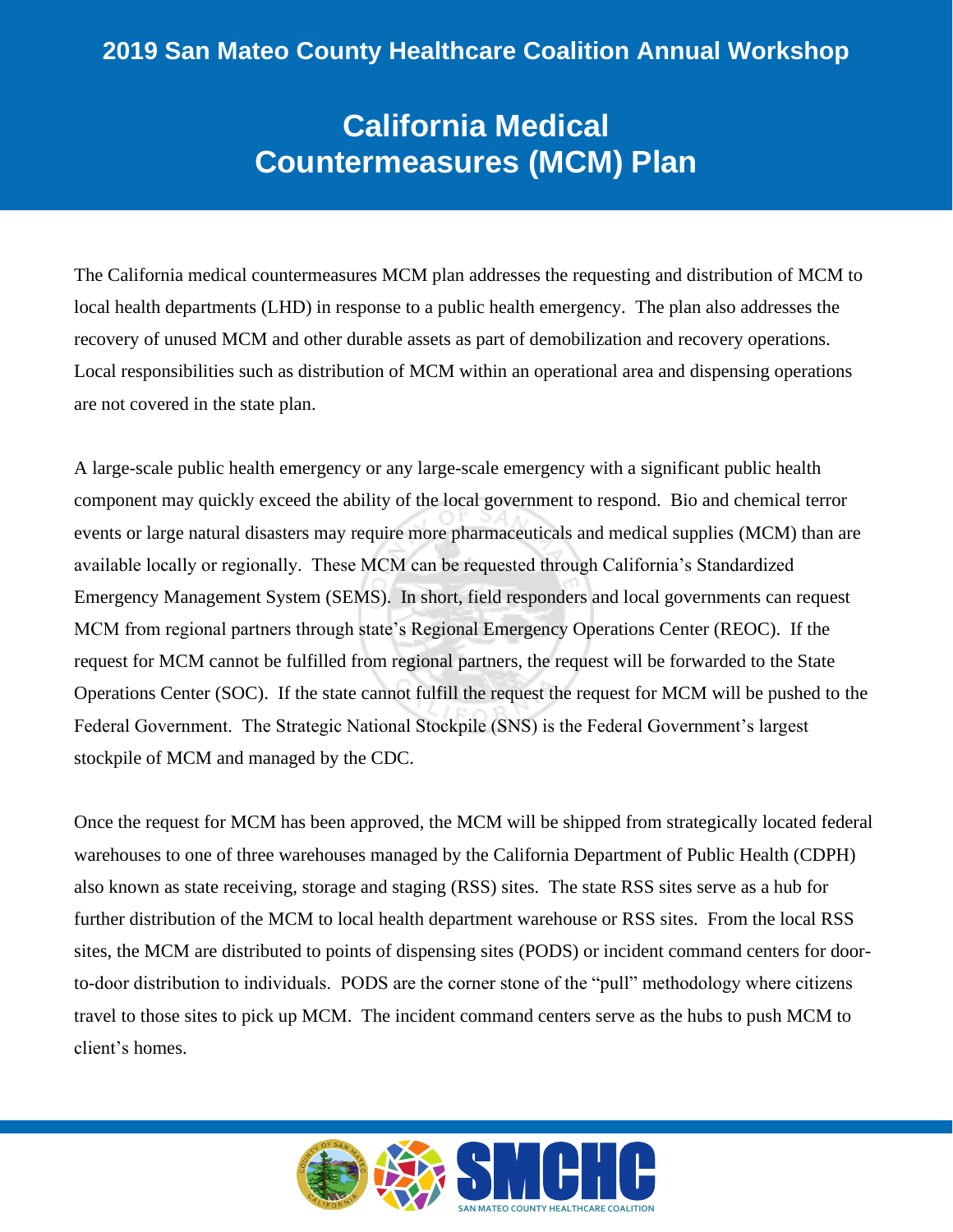**2019 San Mateo County Healthcare Coalition Annual Workshop**

# California Medical Countermeasures (MCM) Plan

The California medical countermeasures MCM plan addresses the requesting and distribution of MCM to local health departments (LHD) in response to a public health emergency. The plan also addresses the recovery of unused MCM and other durable assets as part of demobilization and recovery operations. Local responsibilities such as distribution of MCM within an operational area and dispensing operations are not covered in the state plan.

A large-scale public health emergency or any large-scale emergency with a significant public health component may quickly exceed the ability of the local government to respond. Bio and chemical terror events or large natural disasters may require more pharmaceuticals and medical supplies (MCM) than are available locally or regionally. These MCM can be requested through California's Standardized Emergency Management System (SEMS). In short, field responders and local governments can request MCM from regional partners through state's Regional Emergency Operations Center (REOC). If the request for MCM cannot be fulfilled from regional partners, the request will be forwarded to the State Operations Center (SOC). If the state cannot fulfill the request the request for MCM will be pushed to the Federal Government. The Strategic National Stockpile (SNS) is the Federal Government's largest stockpile of MCM and managed by the CDC.

Once the request for MCM has been approved, the MCM will be shipped from strategically located federal warehouses to one of three warehouses managed by the California Department of Public Health (CDPH) also known as state receiving, storage and staging (RSS) sites. The state RSS sites serve as a hub for further distribution of the MCM to local health department warehouse or RSS sites. From the local RSS sites, the MCM are distributed to points of dispensing sites (PODS) or incident command centers for door-to-door distribution to individuals. PODS are the corner stone of the "pull" methodology where citizens travel to those sites to pick up MCM. The incident command centers serve as the hubs to push MCM to client's homes.

SMCHC

SAN MATEO COUNTY HEALTHCARE COALITION